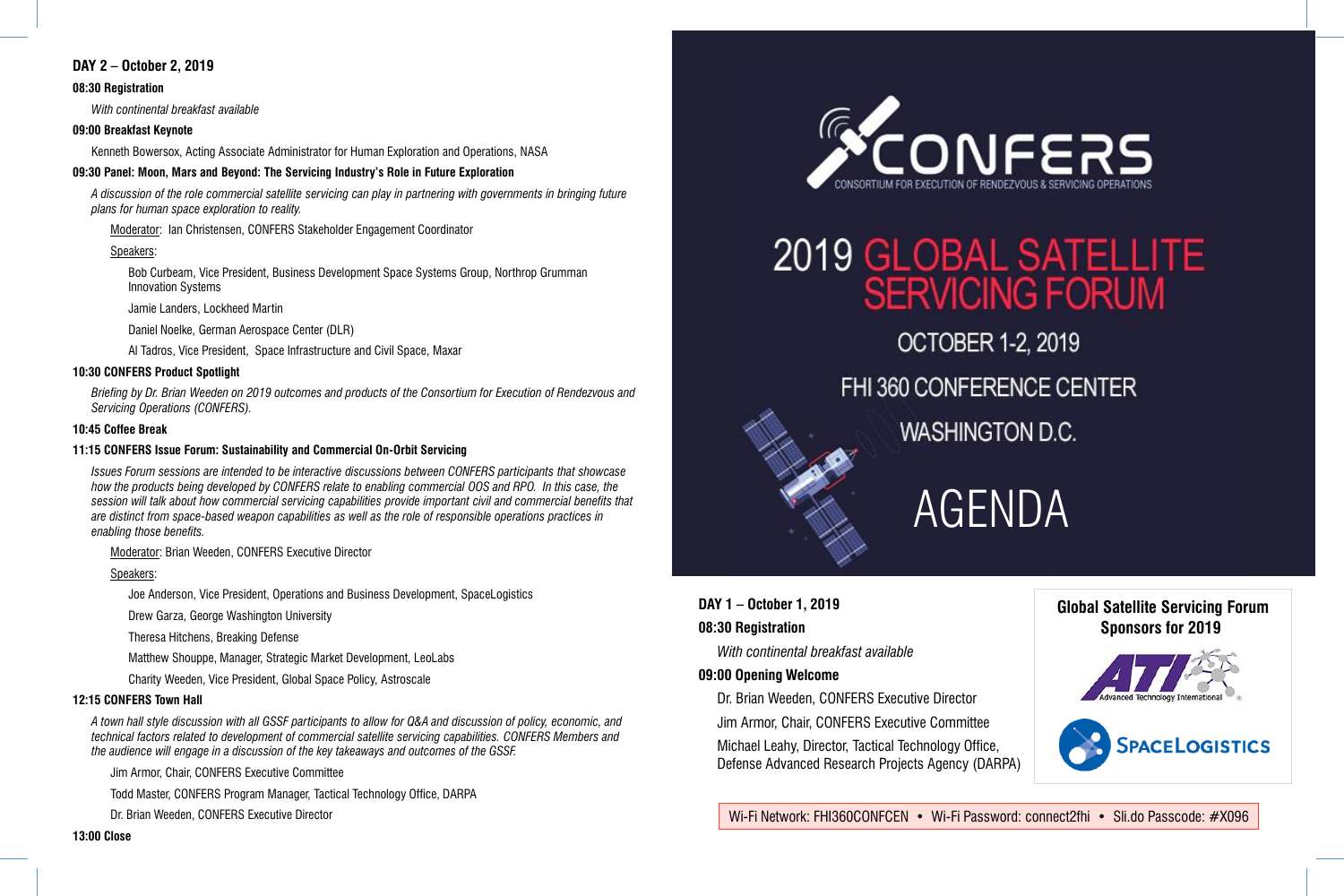# CONFERS

CONSORTIUM FOR EXECUTION OF RENDEZVOUS & SERVICING OPERATIONS

# 2019 GLOBAL SATELLITE SERVICING FORUM

OCTOBER 1-2, 2019

FHI 360 CONFERENCE CENTER

WASHINGTON D.C.

# AGENDA

## DAY 1 – October 1, 2019

**08:30 Registration**

*With continental breakfast available*

**09:00 Opening Welcome**

Dr. Brian Weeden, CONFERS Executive Director

Jim Armor, Chair, CONFERS Executive Committee

Michael Leahy, Director, Tactical Technology Office, Defense Advanced Research Projects Agency (DARPA)

**Global Satellite Servicing Forum Sponsors for 2019**

ATI Advanced Technology International

SpaceLogistics

Wi-Fi Network: FHI360CONFCEN • Wi-Fi Password: connect2fhi • Sli.do Passcode: #X096

## DAY 2 – October 2, 2019

**08:30 Registration**

*With continental breakfast available*

**09:00 Breakfast Keynote**

Kenneth Bowersox, Acting Associate Administrator for Human Exploration and Operations, NASA

**09:30 Panel: Moon, Mars and Beyond: The Servicing Industry's Role in Future Exploration**

*A discussion of the role commercial satellite servicing can play in partnering with governments in bringing future plans for human space exploration to reality.*

Moderator: Ian Christensen, CONFERS Stakeholder Engagement Coordinator

Speakers:

- Bob Curbeam, Vice President, Business Development Space Systems Group, Northrop Grumman Innovation Systems
- Jamie Landers, Lockheed Martin
- Daniel Noelke, German Aerospace Center (DLR)
- Al Tadros, Vice President, Space Infrastructure and Civil Space, Maxar

**10:30 CONFERS Product Spotlight**

*Briefing by Dr. Brian Weeden on 2019 outcomes and products of the Consortium for Execution of Rendezvous and Servicing Operations (CONFERS).*

**10:45 Coffee Break**

**11:15 CONFERS Issue Forum: Sustainability and Commercial On-Orbit Servicing**

*Issues Forum sessions are intended to be interactive discussions between CONFERS participants that showcase how the products being developed by CONFERS relate to enabling commercial OOS and RPO. In this case, the session will talk about how commercial servicing capabilities provide important civil and commercial benefits that are distinct from space-based weapon capabilities as well as the role of responsible operations practices in enabling those benefits.*

Moderator: Brian Weeden, CONFERS Executive Director

Speakers:

- Joe Anderson, Vice President, Operations and Business Development, SpaceLogistics
- Drew Garza, George Washington University
- Theresa Hitchens, Breaking Defense
- Matthew Shouppe, Manager, Strategic Market Development, LeoLabs
- Charity Weeden, Vice President, Global Space Policy, Astroscale

**12:15 CONFERS Town Hall**

*A town hall style discussion with all GSSF participants to allow for Q&A and discussion of policy, economic, and technical factors related to development of commercial satellite servicing capabilities. CONFERS Members and the audience will engage in a discussion of the key takeaways and outcomes of the GSSF.*

Jim Armor, Chair, CONFERS Executive Committee

Todd Master, CONFERS Program Manager, Tactical Technology Office, DARPA

Dr. Brian Weeden, CONFERS Executive Director

**13:00 Close**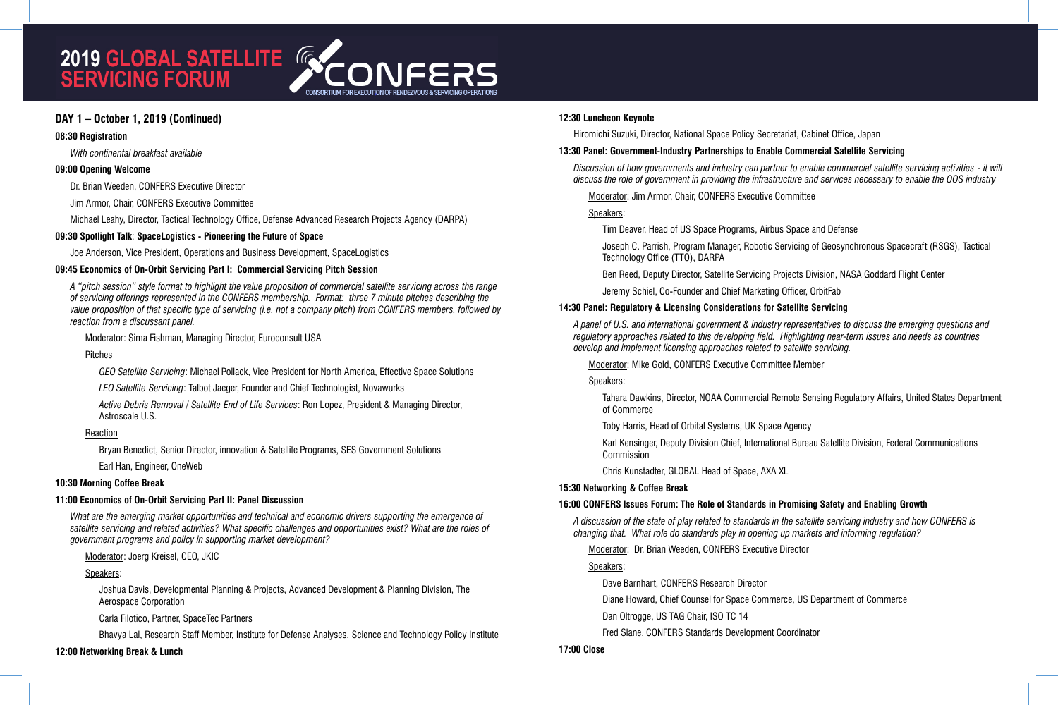# 2019 GLOBAL SATELLITE SERVICING FORUM

CONFERS — CONSORTIUM FOR EXECUTION OF RENDEZVOUS & SERVICING OPERATIONS

## DAY 1 – October 1, 2019 (Continued)

**08:30 Registration**

*With continental breakfast available*

**09:00 Opening Welcome**

Dr. Brian Weeden, CONFERS Executive Director

Jim Armor, Chair, CONFERS Executive Committee

Michael Leahy, Director, Tactical Technology Office, Defense Advanced Research Projects Agency (DARPA)

**09:30 Spotlight Talk: SpaceLogistics - Pioneering the Future of Space**

Joe Anderson, Vice President, Operations and Business Development, SpaceLogistics

**09:45 Economics of On-Orbit Servicing Part I: Commercial Servicing Pitch Session**

*A "pitch session" style format to highlight the value proposition of commercial satellite servicing across the range of servicing offerings represented in the CONFERS membership. Format: three 7 minute pitches describing the value proposition of that specific type of servicing (i.e. not a company pitch) from CONFERS members, followed by reaction from a discussant panel.*

Moderator: Sima Fishman, Managing Director, Euroconsult USA

Pitches

*GEO Satellite Servicing*: Michael Pollack, Vice President for North America, Effective Space Solutions

*LEO Satellite Servicing*: Talbot Jaeger, Founder and Chief Technologist, Novawurks

*Active Debris Removal / Satellite End of Life Services*: Ron Lopez, President & Managing Director, Astroscale U.S.

Reaction

Bryan Benedict, Senior Director, innovation & Satellite Programs, SES Government Solutions

Earl Han, Engineer, OneWeb

**10:30 Morning Coffee Break**

**11:00 Economics of On-Orbit Servicing Part II: Panel Discussion**

*What are the emerging market opportunities and technical and economic drivers supporting the emergence of satellite servicing and related activities? What specific challenges and opportunities exist? What are the roles of government programs and policy in supporting market development?*

Moderator: Joerg Kreisel, CEO, JKIC

Speakers:

Joshua Davis, Developmental Planning & Projects, Advanced Development & Planning Division, The Aerospace Corporation

Carla Filotico, Partner, SpaceTec Partners

Bhavya Lal, Research Staff Member, Institute for Defense Analyses, Science and Technology Policy Institute

**12:00 Networking Break & Lunch**

**12:30 Luncheon Keynote**

Hiromichi Suzuki, Director, National Space Policy Secretariat, Cabinet Office, Japan

**13:30 Panel: Government-Industry Partnerships to Enable Commercial Satellite Servicing**

*Discussion of how governments and industry can partner to enable commercial satellite servicing activities - it will discuss the role of government in providing the infrastructure and services necessary to enable the OOS industry*

Moderator: Jim Armor, Chair, CONFERS Executive Committee

Speakers:

Tim Deaver, Head of US Space Programs, Airbus Space and Defense

Joseph C. Parrish, Program Manager, Robotic Servicing of Geosynchronous Spacecraft (RSGS), Tactical Technology Office (TTO), DARPA

Ben Reed, Deputy Director, Satellite Servicing Projects Division, NASA Goddard Flight Center

Jeremy Schiel, Co-Founder and Chief Marketing Officer, OrbitFab

**14:30 Panel: Regulatory & Licensing Considerations for Satellite Servicing**

*A panel of U.S. and international government & industry representatives to discuss the emerging questions and regulatory approaches related to this developing field. Highlighting near-term issues and needs as countries develop and implement licensing approaches related to satellite servicing.*

Moderator: Mike Gold, CONFERS Executive Committee Member

Speakers:

Tahara Dawkins, Director, NOAA Commercial Remote Sensing Regulatory Affairs, United States Department of Commerce

Toby Harris, Head of Orbital Systems, UK Space Agency

Karl Kensinger, Deputy Division Chief, International Bureau Satellite Division, Federal Communications Commission

Chris Kunstadter, GLOBAL Head of Space, AXA XL

**15:30 Networking & Coffee Break**

**16:00 CONFERS Issues Forum: The Role of Standards in Promising Safety and Enabling Growth**

*A discussion of the state of play related to standards in the satellite servicing industry and how CONFERS is changing that. What role do standards play in opening up markets and informing regulation?*

Moderator: Dr. Brian Weeden, CONFERS Executive Director

Speakers:

Dave Barnhart, CONFERS Research Director

Diane Howard, Chief Counsel for Space Commerce, US Department of Commerce

Dan Oltrogge, US TAG Chair, ISO TC 14

Fred Slane, CONFERS Standards Development Coordinator

**17:00 Close**